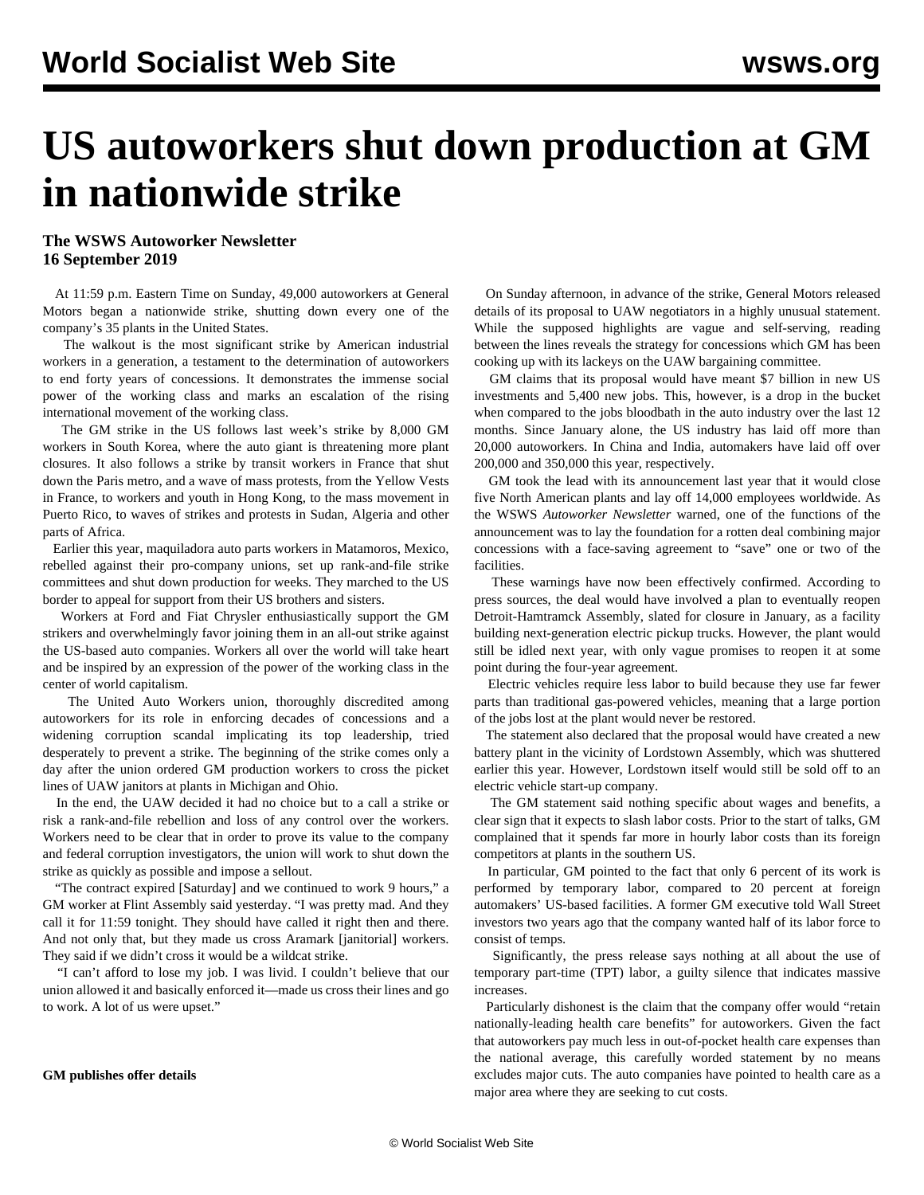# US autoworkers shut down production at GM in nationwide strike

**The WSWS Autoworker Newsletter**
**16 September 2019**

At 11:59 p.m. Eastern Time on Sunday, 49,000 autoworkers at General Motors began a nationwide strike, shutting down every one of the company's 35 plants in the United States.

The walkout is the most significant strike by American industrial workers in a generation, a testament to the determination of autoworkers to end forty years of concessions. It demonstrates the immense social power of the working class and marks an escalation of the rising international movement of the working class.

The GM strike in the US follows last week's strike by 8,000 GM workers in South Korea, where the auto giant is threatening more plant closures. It also follows a strike by transit workers in France that shut down the Paris metro, and a wave of mass protests, from the Yellow Vests in France, to workers and youth in Hong Kong, to the mass movement in Puerto Rico, to waves of strikes and protests in Sudan, Algeria and other parts of Africa.

Earlier this year, maquiladora auto parts workers in Matamoros, Mexico, rebelled against their pro-company unions, set up rank-and-file strike committees and shut down production for weeks. They marched to the US border to appeal for support from their US brothers and sisters.

Workers at Ford and Fiat Chrysler enthusiastically support the GM strikers and overwhelmingly favor joining them in an all-out strike against the US-based auto companies. Workers all over the world will take heart and be inspired by an expression of the power of the working class in the center of world capitalism.

The United Auto Workers union, thoroughly discredited among autoworkers for its role in enforcing decades of concessions and a widening corruption scandal implicating its top leadership, tried desperately to prevent a strike. The beginning of the strike comes only a day after the union ordered GM production workers to cross the picket lines of UAW janitors at plants in Michigan and Ohio.

In the end, the UAW decided it had no choice but to a call a strike or risk a rank-and-file rebellion and loss of any control over the workers. Workers need to be clear that in order to prove its value to the company and federal corruption investigators, the union will work to shut down the strike as quickly as possible and impose a sellout.

"The contract expired [Saturday] and we continued to work 9 hours," a GM worker at Flint Assembly said yesterday. "I was pretty mad. And they call it for 11:59 tonight. They should have called it right then and there. And not only that, but they made us cross Aramark [janitorial] workers. They said if we didn't cross it would be a wildcat strike.

"I can't afford to lose my job. I was livid. I couldn't believe that our union allowed it and basically enforced it—made us cross their lines and go to work. A lot of us were upset."

**GM publishes offer details**

On Sunday afternoon, in advance of the strike, General Motors released details of its proposal to UAW negotiators in a highly unusual statement. While the supposed highlights are vague and self-serving, reading between the lines reveals the strategy for concessions which GM has been cooking up with its lackeys on the UAW bargaining committee.

GM claims that its proposal would have meant $7 billion in new US investments and 5,400 new jobs. This, however, is a drop in the bucket when compared to the jobs bloodbath in the auto industry over the last 12 months. Since January alone, the US industry has laid off more than 20,000 autoworkers. In China and India, automakers have laid off over 200,000 and 350,000 this year, respectively.

GM took the lead with its announcement last year that it would close five North American plants and lay off 14,000 employees worldwide. As the WSWS *Autoworker Newsletter* warned, one of the functions of the announcement was to lay the foundation for a rotten deal combining major concessions with a face-saving agreement to "save" one or two of the facilities.

These warnings have now been effectively confirmed. According to press sources, the deal would have involved a plan to eventually reopen Detroit-Hamtramck Assembly, slated for closure in January, as a facility building next-generation electric pickup trucks. However, the plant would still be idled next year, with only vague promises to reopen it at some point during the four-year agreement.

Electric vehicles require less labor to build because they use far fewer parts than traditional gas-powered vehicles, meaning that a large portion of the jobs lost at the plant would never be restored.

The statement also declared that the proposal would have created a new battery plant in the vicinity of Lordstown Assembly, which was shuttered earlier this year. However, Lordstown itself would still be sold off to an electric vehicle start-up company.

The GM statement said nothing specific about wages and benefits, a clear sign that it expects to slash labor costs. Prior to the start of talks, GM complained that it spends far more in hourly labor costs than its foreign competitors at plants in the southern US.

In particular, GM pointed to the fact that only 6 percent of its work is performed by temporary labor, compared to 20 percent at foreign automakers' US-based facilities. A former GM executive told Wall Street investors two years ago that the company wanted half of its labor force to consist of temps.

Significantly, the press release says nothing at all about the use of temporary part-time (TPT) labor, a guilty silence that indicates massive increases.

Particularly dishonest is the claim that the company offer would "retain nationally-leading health care benefits" for autoworkers. Given the fact that autoworkers pay much less in out-of-pocket health care expenses than the national average, this carefully worded statement by no means excludes major cuts. The auto companies have pointed to health care as a major area where they are seeking to cut costs.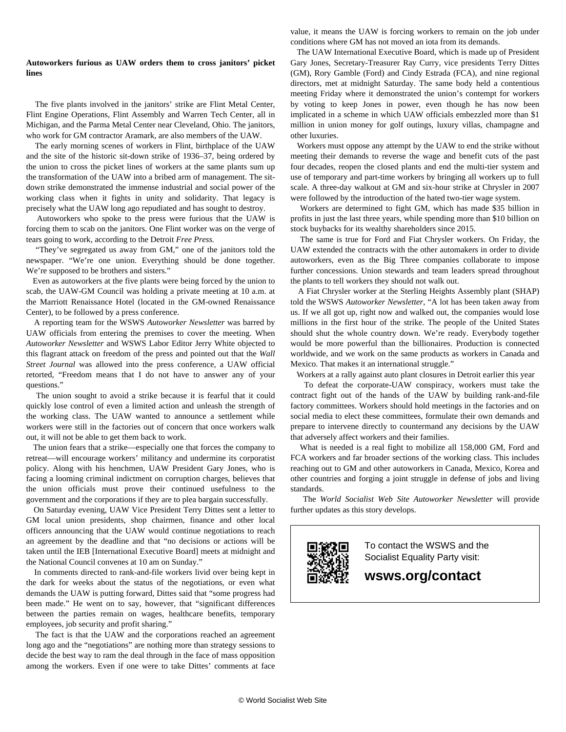**Autoworkers furious as UAW orders them to cross janitors' picket lines**

The five plants involved in the janitors' strike are Flint Metal Center, Flint Engine Operations, Flint Assembly and Warren Tech Center, all in Michigan, and the Parma Metal Center near Cleveland, Ohio. The janitors, who work for GM contractor Aramark, are also members of the UAW.

The early morning scenes of workers in Flint, birthplace of the UAW and the site of the historic sit-down strike of 1936–37, being ordered by the union to cross the picket lines of workers at the same plants sum up the transformation of the UAW into a bribed arm of management. The sit-down strike demonstrated the immense industrial and social power of the working class when it fights in unity and solidarity. That legacy is precisely what the UAW long ago repudiated and has sought to destroy.

Autoworkers who spoke to the press were furious that the UAW is forcing them to scab on the janitors. One Flint worker was on the verge of tears going to work, according to the Detroit *Free Press.*

"They've segregated us away from GM," one of the janitors told the newspaper. "We're one union. Everything should be done together. We're supposed to be brothers and sisters."

Even as autoworkers at the five plants were being forced by the union to scab, the UAW-GM Council was holding a private meeting at 10 a.m. at the Marriott Renaissance Hotel (located in the GM-owned Renaissance Center), to be followed by a press conference.

A reporting team for the WSWS *Autoworker Newsletter* was barred by UAW officials from entering the premises to cover the meeting. When *Autoworker Newsletter* and WSWS Labor Editor Jerry White objected to this flagrant attack on freedom of the press and pointed out that the *Wall Street Journal* was allowed into the press conference, a UAW official retorted, "Freedom means that I do not have to answer any of your questions."

The union sought to avoid a strike because it is fearful that it could quickly lose control of even a limited action and unleash the strength of the working class. The UAW wanted to announce a settlement while workers were still in the factories out of concern that once workers walk out, it will not be able to get them back to work.

The union fears that a strike—especially one that forces the company to retreat—will encourage workers' militancy and undermine its corporatist policy. Along with his henchmen, UAW President Gary Jones, who is facing a looming criminal indictment on corruption charges, believes that the union officials must prove their continued usefulness to the government and the corporations if they are to plea bargain successfully.

On Saturday evening, UAW Vice President Terry Dittes sent a letter to GM local union presidents, shop chairmen, finance and other local officers announcing that the UAW would continue negotiations to reach an agreement by the deadline and that "no decisions or actions will be taken until the IEB [International Executive Board] meets at midnight and the National Council convenes at 10 am on Sunday."

In comments directed to rank-and-file workers livid over being kept in the dark for weeks about the status of the negotiations, or even what demands the UAW is putting forward, Dittes said that "some progress had been made." He went on to say, however, that "significant differences between the parties remain on wages, healthcare benefits, temporary employees, job security and profit sharing."

The fact is that the UAW and the corporations reached an agreement long ago and the "negotiations" are nothing more than strategy sessions to decide the best way to ram the deal through in the face of mass opposition among the workers. Even if one were to take Dittes' comments at face value, it means the UAW is forcing workers to remain on the job under conditions where GM has not moved an iota from its demands.

The UAW International Executive Board, which is made up of President Gary Jones, Secretary-Treasurer Ray Curry, vice presidents Terry Dittes (GM), Rory Gamble (Ford) and Cindy Estrada (FCA), and nine regional directors, met at midnight Saturday. The same body held a contentious meeting Friday where it demonstrated the union's contempt for workers by voting to keep Jones in power, even though he has now been implicated in a scheme in which UAW officials embezzled more than $1 million in union money for golf outings, luxury villas, champagne and other luxuries.

Workers must oppose any attempt by the UAW to end the strike without meeting their demands to reverse the wage and benefit cuts of the past four decades, reopen the closed plants and end the multi-tier system and use of temporary and part-time workers by bringing all workers up to full scale. A three-day walkout at GM and six-hour strike at Chrysler in 2007 were followed by the introduction of the hated two-tier wage system.

Workers are determined to fight GM, which has made $35 billion in profits in just the last three years, while spending more than $10 billion on stock buybacks for its wealthy shareholders since 2015.

The same is true for Ford and Fiat Chrysler workers. On Friday, the UAW extended the contracts with the other automakers in order to divide autoworkers, even as the Big Three companies collaborate to impose further concessions. Union stewards and team leaders spread throughout the plants to tell workers they should not walk out.

A Fiat Chrysler worker at the Sterling Heights Assembly plant (SHAP) told the WSWS *Autoworker Newsletter*, "A lot has been taken away from us. If we all got up, right now and walked out, the companies would lose millions in the first hour of the strike. The people of the United States should shut the whole country down. We're ready. Everybody together would be more powerful than the billionaires. Production is connected worldwide, and we work on the same products as workers in Canada and Mexico. That makes it an international struggle."

Workers at a rally against auto plant closures in Detroit earlier this year

To defeat the corporate-UAW conspiracy, workers must take the contract fight out of the hands of the UAW by building rank-and-file factory committees. Workers should hold meetings in the factories and on social media to elect these committees, formulate their own demands and prepare to intervene directly to countermand any decisions by the UAW that adversely affect workers and their families.

What is needed is a real fight to mobilize all 158,000 GM, Ford and FCA workers and far broader sections of the working class. This includes reaching out to GM and other autoworkers in Canada, Mexico, Korea and other countries and forging a joint struggle in defense of jobs and living standards.

The *World Socialist Web Site Autoworker Newsletter* will provide further updates as this story develops.

To contact the WSWS and the Socialist Equality Party visit:

**wsws.org/contact**